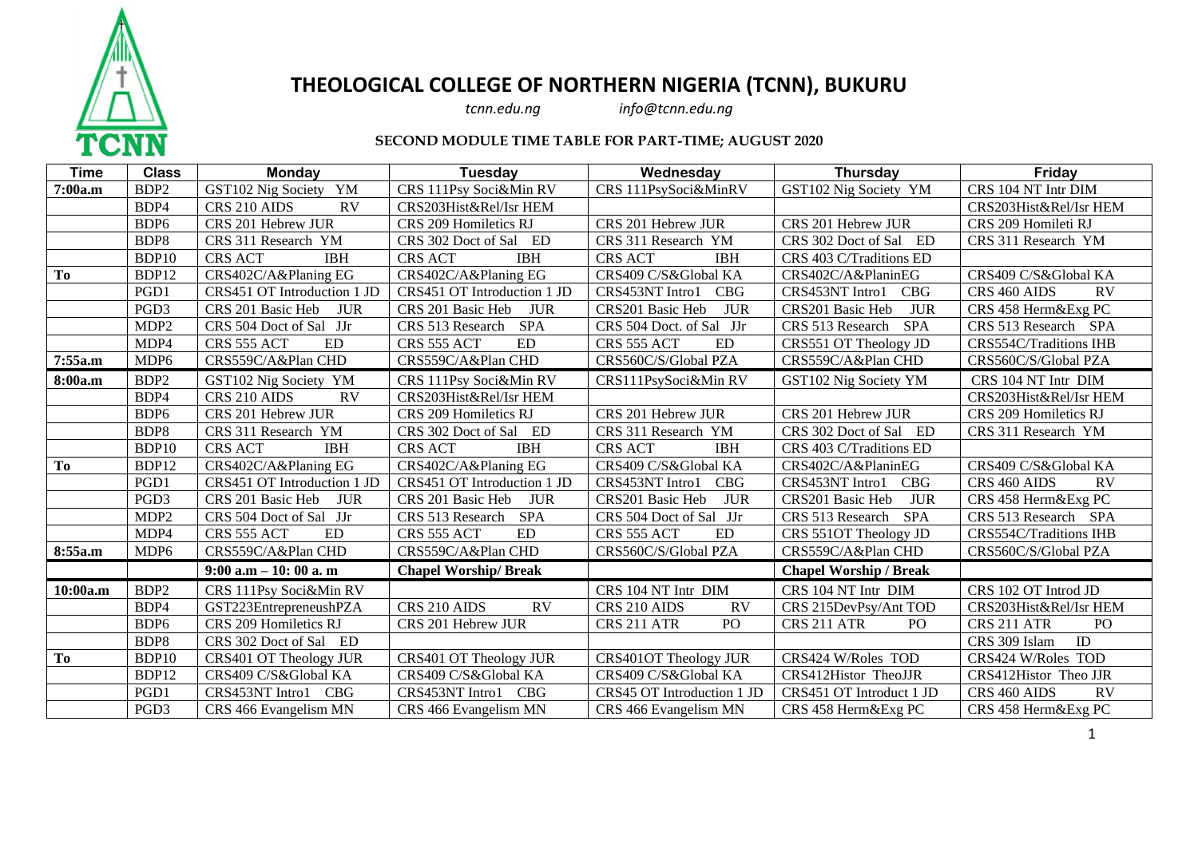# THEOLOGICAL COLLEGE OF NORTHERN NIGERIA (TCNN), BUKURU

*tcnn.edu.ng* *info@tcnn.edu.ng*

**SECOND MODULE TIME TABLE FOR PART-TIME; AUGUST 2020**

| Time | Class | Monday | Tuesday | Wednesday | Thursday | Friday |
|---|---|---|---|---|---|---|
| 7:00a.m | BDP2 | GST102 Nig Society YM | CRS 111Psy Soci&Min RV | CRS 111PsySoci&MinRV | GST102 Nig Society YM | CRS 104 NT Intr DIM |
| | BDP4 | CRS 210 AIDS RV | CRS203Hist&Rel/Isr HEM | | | CRS203Hist&Rel/Isr HEM |
| | BDP6 | CRS 201 Hebrew JUR | CRS 209 Homiletics RJ | CRS 201 Hebrew JUR | CRS 201 Hebrew JUR | CRS 209 Homileti RJ |
| | BDP8 | CRS 311 Research YM | CRS 302 Doct of Sal ED | CRS 311 Research YM | CRS 302 Doct of Sal ED | CRS 311 Research YM |
| | BDP10 | CRS ACT IBH | CRS ACT IBH | CRS ACT IBH | CRS 403 C/Traditions ED | |
| To | BDP12 | CRS402C/A&Planing EG | CRS402C/A&Planing EG | CRS409 C/S&Global KA | CRS402C/A&PlaninEG | CRS409 C/S&Global KA |
| | PGD1 | CRS451 OT Introduction 1 JD | CRS451 OT Introduction 1 JD | CRS453NT Intro1 CBG | CRS453NT Intro1 CBG | CRS 460 AIDS RV |
| | PGD3 | CRS 201 Basic Heb JUR | CRS 201 Basic Heb JUR | CRS201 Basic Heb JUR | CRS201 Basic Heb JUR | CRS 458 Herm&Exg PC |
| | MDP2 | CRS 504 Doct of Sal JJr | CRS 513 Research SPA | CRS 504 Doct. of Sal JJr | CRS 513 Research SPA | CRS 513 Research SPA |
| | MDP4 | CRS 555 ACT ED | CRS 555 ACT ED | CRS 555 ACT ED | CRS551 OT Theology JD | CRS554C/Traditions IHB |
| 7:55a.m | MDP6 | CRS559C/A&Plan CHD | CRS559C/A&Plan CHD | CRS560C/S/Global PZA | CRS559C/A&Plan CHD | CRS560C/S/Global PZA |
| 8:00a.m | BDP2 | GST102 Nig Society YM | CRS 111Psy Soci&Min RV | CRS111PsySoci&Min RV | GST102 Nig Society YM | CRS 104 NT Intr DIM |
| | BDP4 | CRS 210 AIDS RV | CRS203Hist&Rel/Isr HEM | | | CRS203Hist&Rel/Isr HEM |
| | BDP6 | CRS 201 Hebrew JUR | CRS 209 Homiletics RJ | CRS 201 Hebrew JUR | CRS 201 Hebrew JUR | CRS 209 Homiletics RJ |
| | BDP8 | CRS 311 Research YM | CRS 302 Doct of Sal ED | CRS 311 Research YM | CRS 302 Doct of Sal ED | CRS 311 Research YM |
| | BDP10 | CRS ACT IBH | CRS ACT IBH | CRS ACT IBH | CRS 403 C/Traditions ED | |
| To | BDP12 | CRS402C/A&Planing EG | CRS402C/A&Planing EG | CRS409 C/S&Global KA | CRS402C/A&PlaninEG | CRS409 C/S&Global KA |
| | PGD1 | CRS451 OT Introduction 1 JD | CRS451 OT Introduction 1 JD | CRS453NT Intro1 CBG | CRS453NT Intro1 CBG | CRS 460 AIDS RV |
| | PGD3 | CRS 201 Basic Heb JUR | CRS 201 Basic Heb JUR | CRS201 Basic Heb JUR | CRS201 Basic Heb JUR | CRS 458 Herm&Exg PC |
| | MDP2 | CRS 504 Doct of Sal JJr | CRS 513 Research SPA | CRS 504 Doct of Sal JJr | CRS 513 Research SPA | CRS 513 Research SPA |
| | MDP4 | CRS 555 ACT ED | CRS 555 ACT ED | CRS 555 ACT ED | CRS 551OT Theology JD | CRS554C/Traditions IHB |
| 8:55a.m | MDP6 | CRS559C/A&Plan CHD | CRS559C/A&Plan CHD | CRS560C/S/Global PZA | CRS559C/A&Plan CHD | CRS560C/S/Global PZA |
| | | **9:00 a.m – 10: 00 a. m** | **Chapel Worship/ Break** | | **Chapel Worship / Break** | |
| 10:00a.m | BDP2 | CRS 111Psy Soci&Min RV | | CRS 104 NT Intr DIM | CRS 104 NT Intr DIM | CRS 102 OT Introd JD |
| | BDP4 | GST223EntrepreneushPZA | CRS 210 AIDS RV | CRS 210 AIDS RV | CRS 215DevPsy/Ant TOD | CRS203Hist&Rel/Isr HEM |
| | BDP6 | CRS 209 Homiletics RJ | CRS 201 Hebrew JUR | CRS 211 ATR PO | CRS 211 ATR PO | CRS 211 ATR PO |
| | BDP8 | CRS 302 Doct of Sal ED | | | | CRS 309 Islam ID |
| To | BDP10 | CRS401 OT Theology JUR | CRS401 OT Theology JUR | CRS401OT Theology JUR | CRS424 W/Roles TOD | CRS424 W/Roles TOD |
| | BDP12 | CRS409 C/S&Global KA | CRS409 C/S&Global KA | CRS409 C/S&Global KA | CRS412Histor TheoJJR | CRS412Histor Theo JJR |
| | PGD1 | CRS453NT Intro1 CBG | CRS453NT Intro1 CBG | CRS45 OT Introduction 1 JD | CRS451 OT Introduct 1 JD | CRS 460 AIDS RV |
| | PGD3 | CRS 466 Evangelism MN | CRS 466 Evangelism MN | CRS 466 Evangelism MN | CRS 458 Herm&Exg PC | CRS 458 Herm&Exg PC |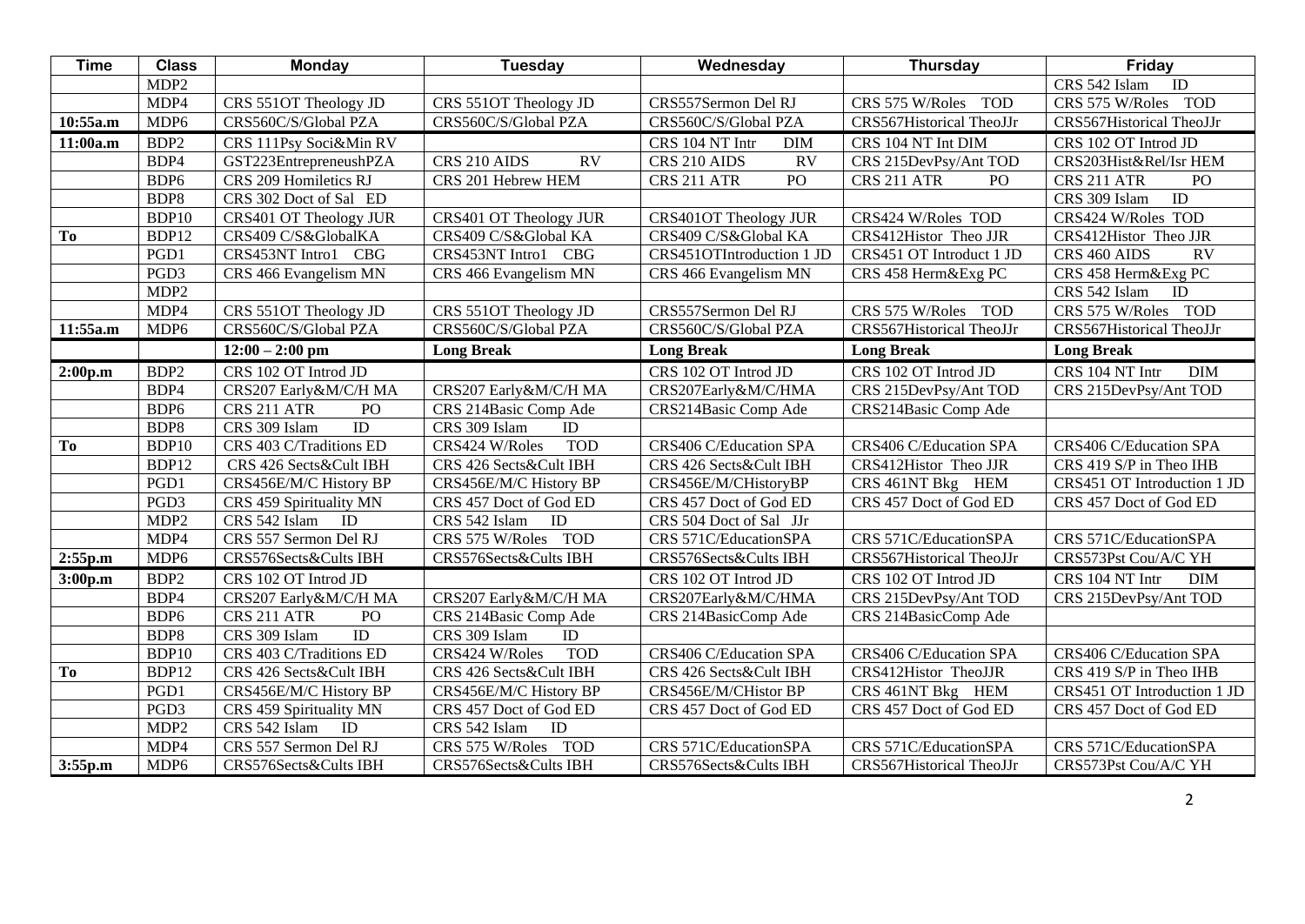| Time | Class | Monday | Tuesday | Wednesday | Thursday | Friday |
|---|---|---|---|---|---|---|
| | MDP2 | | | | | CRS 542 Islam ID |
| | MDP4 | CRS 551OT Theology JD | CRS 551OT Theology JD | CRS557Sermon Del RJ | CRS 575 W/Roles TOD | CRS 575 W/Roles TOD |
| 10:55a.m | MDP6 | CRS560C/S/Global PZA | CRS560C/S/Global PZA | CRS560C/S/Global PZA | CRS567Historical TheoJJr | CRS567Historical TheoJJr |
| 11:00a.m | BDP2 | CRS 111Psy Soci&Min RV | | CRS 104 NT Intr DIM | CRS 104 NT Int DIM | CRS 102 OT Introd JD |
| | BDP4 | GST223EntrepreneushPZA | CRS 210 AIDS RV | CRS 210 AIDS RV | CRS 215DevPsy/Ant TOD | CRS203Hist&Rel/Isr HEM |
| | BDP6 | CRS 209 Homiletics RJ | CRS 201 Hebrew HEM | CRS 211 ATR PO | CRS 211 ATR PO | CRS 211 ATR PO |
| | BDP8 | CRS 302 Doct of Sal ED | | | | CRS 309 Islam ID |
| | BDP10 | CRS401 OT Theology JUR | CRS401 OT Theology JUR | CRS401OT Theology JUR | CRS424 W/Roles TOD | CRS424 W/Roles TOD |
| To | BDP12 | CRS409 C/S&GlobalKA | CRS409 C/S&Global KA | CRS409 C/S&Global KA | CRS412Histor Theo JJR | CRS412Histor Theo JJR |
| | PGD1 | CRS453NT Intro1 CBG | CRS453NT Intro1 CBG | CRS451OTIntroduction 1 JD | CRS451 OT Introduct 1 JD | CRS 460 AIDS RV |
| | PGD3 | CRS 466 Evangelism MN | CRS 466 Evangelism MN | CRS 466 Evangelism MN | CRS 458 Herm&Exg PC | CRS 458 Herm&Exg PC |
| | MDP2 | | | | | CRS 542 Islam ID |
| | MDP4 | CRS 551OT Theology JD | CRS 551OT Theology JD | CRS557Sermon Del RJ | CRS 575 W/Roles TOD | CRS 575 W/Roles TOD |
| 11:55a.m | MDP6 | CRS560C/S/Global PZA | CRS560C/S/Global PZA | CRS560C/S/Global PZA | CRS567Historical TheoJJr | CRS567Historical TheoJJr |
| | | **12:00 – 2:00 pm** | **Long Break** | **Long Break** | **Long Break** | **Long Break** |
| 2:00p.m | BDP2 | CRS 102 OT Introd JD | | CRS 102 OT Introd JD | CRS 102 OT Introd JD | CRS 104 NT Intr DIM |
| | BDP4 | CRS207 Early&M/C/H MA | CRS207 Early&M/C/H MA | CRS207Early&M/C/HMA | CRS 215DevPsy/Ant TOD | CRS 215DevPsy/Ant TOD |
| | BDP6 | CRS 211 ATR PO | CRS 214Basic Comp Ade | CRS214Basic Comp Ade | CRS214Basic Comp Ade | |
| | BDP8 | CRS 309 Islam ID | CRS 309 Islam ID | | | |
| To | BDP10 | CRS 403 C/Traditions ED | CRS424 W/Roles TOD | CRS406 C/Education SPA | CRS406 C/Education SPA | CRS406 C/Education SPA |
| | BDP12 | CRS 426 Sects&Cult IBH | CRS 426 Sects&Cult IBH | CRS 426 Sects&Cult IBH | CRS412Histor Theo JJR | CRS 419 S/P in Theo IHB |
| | PGD1 | CRS456E/M/C History BP | CRS456E/M/C History BP | CRS456E/M/CHistoryBP | CRS 461NT Bkg HEM | CRS451 OT Introduction 1 JD |
| | PGD3 | CRS 459 Spirituality MN | CRS 457 Doct of God ED | CRS 457 Doct of God ED | CRS 457 Doct of God ED | CRS 457 Doct of God ED |
| | MDP2 | CRS 542 Islam ID | CRS 542 Islam ID | CRS 504 Doct of Sal JJr | | |
| | MDP4 | CRS 557 Sermon Del RJ | CRS 575 W/Roles TOD | CRS 571C/EducationSPA | CRS 571C/EducationSPA | CRS 571C/EducationSPA |
| 2:55p.m | MDP6 | CRS576Sects&Cults IBH | CRS576Sects&Cults IBH | CRS576Sects&Cults IBH | CRS567Historical TheoJJr | CRS573Pst Cou/A/C YH |
| 3:00p.m | BDP2 | CRS 102 OT Introd JD | | CRS 102 OT Introd JD | CRS 102 OT Introd JD | CRS 104 NT Intr DIM |
| | BDP4 | CRS207 Early&M/C/H MA | CRS207 Early&M/C/H MA | CRS207Early&M/C/HMA | CRS 215DevPsy/Ant TOD | CRS 215DevPsy/Ant TOD |
| | BDP6 | CRS 211 ATR PO | CRS 214Basic Comp Ade | CRS 214BasicComp Ade | CRS 214BasicComp Ade | |
| | BDP8 | CRS 309 Islam ID | CRS 309 Islam ID | | | |
| | BDP10 | CRS 403 C/Traditions ED | CRS424 W/Roles TOD | CRS406 C/Education SPA | CRS406 C/Education SPA | CRS406 C/Education SPA |
| To | BDP12 | CRS 426 Sects&Cult IBH | CRS 426 Sects&Cult IBH | CRS 426 Sects&Cult IBH | CRS412Histor TheoJJR | CRS 419 S/P in Theo IHB |
| | PGD1 | CRS456E/M/C History BP | CRS456E/M/C History BP | CRS456E/M/CHistor BP | CRS 461NT Bkg HEM | CRS451 OT Introduction 1 JD |
| | PGD3 | CRS 459 Spirituality MN | CRS 457 Doct of God ED | CRS 457 Doct of God ED | CRS 457 Doct of God ED | CRS 457 Doct of God ED |
| | MDP2 | CRS 542 Islam ID | CRS 542 Islam ID | | | |
| | MDP4 | CRS 557 Sermon Del RJ | CRS 575 W/Roles TOD | CRS 571C/EducationSPA | CRS 571C/EducationSPA | CRS 571C/EducationSPA |
| 3:55p.m | MDP6 | CRS576Sects&Cults IBH | CRS576Sects&Cults IBH | CRS576Sects&Cults IBH | CRS567Historical TheoJJr | CRS573Pst Cou/A/C YH |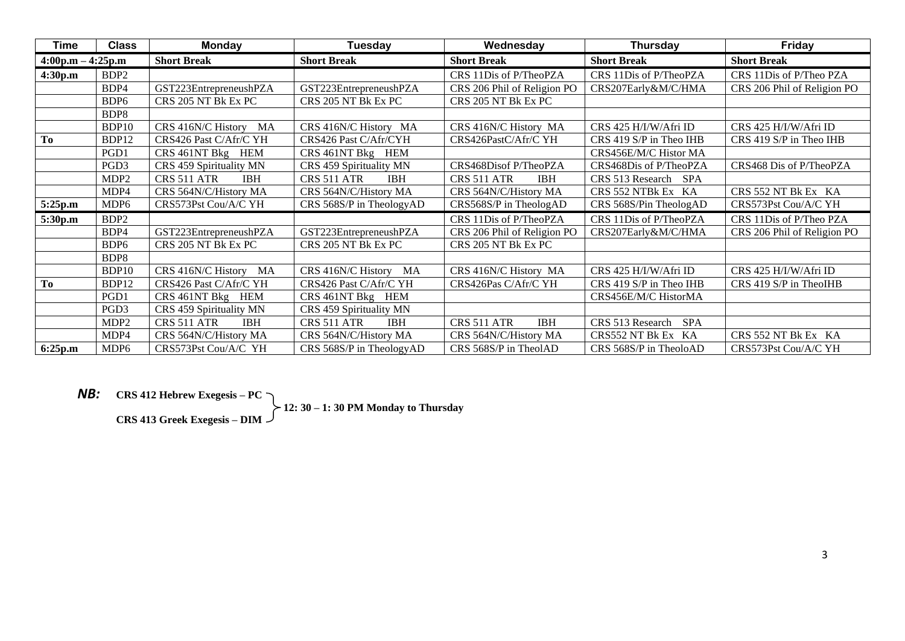| Time | Class | Monday | Tuesday | Wednesday | Thursday | Friday |
|---|---|---|---|---|---|---|
| **4:00p.m – 4:25p.m** | | **Short Break** | **Short Break** | **Short Break** | **Short Break** | **Short Break** |
| **4:30p.m** | BDP2 | | | CRS 11Dis of P/TheoPZA | CRS 11Dis of P/TheoPZA | CRS 11Dis of P/Theo PZA |
| | BDP4 | GST223EntrepreneushPZA | GST223EntrepreneushPZA | CRS 206 Phil of Religion PO | CRS207Early&M/C/HMA | CRS 206 Phil of Religion PO |
| | BDP6 | CRS 205 NT Bk Ex PC | CRS 205 NT Bk Ex PC | CRS 205 NT Bk Ex PC | | |
| | BDP8 | | | | | |
| | BDP10 | CRS 416N/C History MA | CRS 416N/C History MA | CRS 416N/C History MA | CRS 425 H/I/W/Afri ID | CRS 425 H/I/W/Afri ID |
| **To** | BDP12 | CRS426 Past C/Afr/C YH | CRS426 Past C/Afr/CYH | CRS426PastC/Afr/C YH | CRS 419 S/P in Theo IHB | CRS 419 S/P in Theo IHB |
| | PGD1 | CRS 461NT Bkg HEM | CRS 461NT Bkg HEM | | CRS456E/M/C Histor MA | |
| | PGD3 | CRS 459 Spirituality MN | CRS 459 Spirituality MN | CRS468Disof P/TheoPZA | CRS468Dis of P/TheoPZA | CRS468 Dis of P/TheoPZA |
| | MDP2 | CRS 511 ATR IBH | CRS 511 ATR IBH | CRS 511 ATR IBH | CRS 513 Research SPA | |
| | MDP4 | CRS 564N/C/History MA | CRS 564N/C/History MA | CRS 564N/C/History MA | CRS 552 NTBk Ex KA | CRS 552 NT Bk Ex KA |
| **5:25p.m** | MDP6 | CRS573Pst Cou/A/C YH | CRS 568S/P in TheologyAD | CRS568S/P in TheologAD | CRS 568S/Pin TheologAD | CRS573Pst Cou/A/C YH |
| **5:30p.m** | BDP2 | | | CRS 11Dis of P/TheoPZA | CRS 11Dis of P/TheoPZA | CRS 11Dis of P/Theo PZA |
| | BDP4 | GST223EntrepreneushPZA | GST223EntrepreneushPZA | CRS 206 Phil of Religion PO | CRS207Early&M/C/HMA | CRS 206 Phil of Religion PO |
| | BDP6 | CRS 205 NT Bk Ex PC | CRS 205 NT Bk Ex PC | CRS 205 NT Bk Ex PC | | |
| | BDP8 | | | | | |
| | BDP10 | CRS 416N/C History MA | CRS 416N/C History MA | CRS 416N/C History MA | CRS 425 H/I/W/Afri ID | CRS 425 H/I/W/Afri ID |
| **To** | BDP12 | CRS426 Past C/Afr/C YH | CRS426 Past C/Afr/C YH | CRS426Pas C/Afr/C YH | CRS 419 S/P in Theo IHB | CRS 419 S/P in TheoIHB |
| | PGD1 | CRS 461NT Bkg HEM | CRS 461NT Bkg HEM | | CRS456E/M/C HistorMA | |
| | PGD3 | CRS 459 Spirituality MN | CRS 459 Spirituality MN | | | |
| | MDP2 | CRS 511 ATR IBH | CRS 511 ATR IBH | CRS 511 ATR IBH | CRS 513 Research SPA | |
| | MDP4 | CRS 564N/C/History MA | CRS 564N/C/History MA | CRS 564N/C/History MA | CRS552 NT Bk Ex KA | CRS 552 NT Bk Ex KA |
| **6:25p.m** | MDP6 | CRS573Pst Cou/A/C YH | CRS 568S/P in TheologyAD | CRS 568S/P in TheolAD | CRS 568S/P in TheoloAD | CRS573Pst Cou/A/C YH |

***NB:*** **CRS 412 Hebrew Exegesis – PC**
**CRS 413 Greek Exegesis – DIM**
} **12: 30 – 1: 30 PM Monday to Thursday**